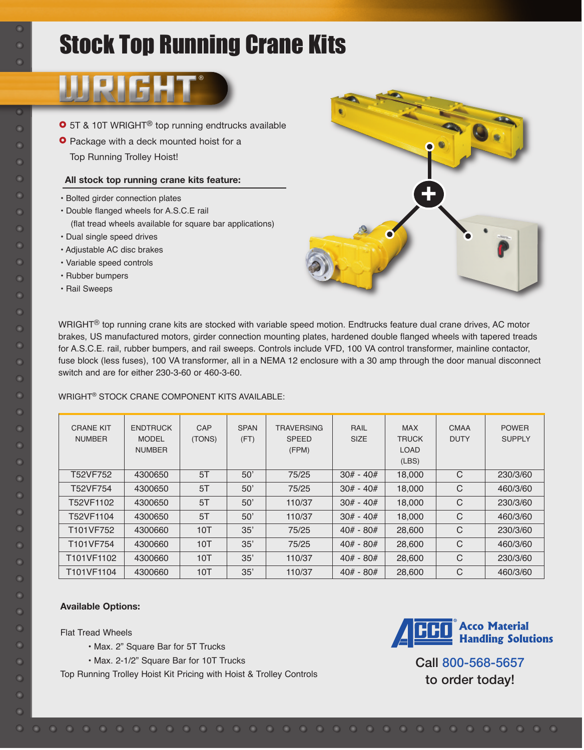# Stock Top Running Crane Kits

## WRIGHT®

- 5T & 10T WRIGHT® top running endtrucks available
- Package with a deck mounted hoist for a Top Running Trolley Hoist!

**All stock top running crane kits feature:**

- Bolted girder connection plates
- Double flanged wheels for A.S.C.E rail (flat tread wheels available for square bar applications)
- Dual single speed drives
- Adjustable AC disc brakes
- Variable speed controls
- Rubber bumpers
- Rail Sweeps

WRIGHT® top running crane kits are stocked with variable speed motion. Endtrucks feature dual crane drives, AC motor brakes, US manufactured motors, girder connection mounting plates, hardened double flanged wheels with tapered treads for A.S.C.E. rail, rubber bumpers, and rail sweeps. Controls include VFD, 100 VA control transformer, mainline contactor, fuse block (less fuses), 100 VA transformer, all in a NEMA 12 enclosure with a 30 amp through the door manual disconnect switch and are for either 230-3-60 or 460-3-60.

WRIGHT® STOCK CRANE COMPONENT KITS AVAILABLE:

| CRANE KIT NUMBER | ENDTRUCK MODEL NUMBER | CAP (TONS) | SPAN (FT) | TRAVERSING SPEED (FPM) | RAIL SIZE | MAX TRUCK LOAD (LBS) | CMAA DUTY | POWER SUPPLY |
|---|---|---|---|---|---|---|---|---|
| T52VF752 | 4300650 | 5T | 50’ | 75/25 | 30# - 40# | 18,000 | C | 230/3/60 |
| T52VF754 | 4300650 | 5T | 50’ | 75/25 | 30# - 40# | 18,000 | C | 460/3/60 |
| T52VF1102 | 4300650 | 5T | 50’ | 110/37 | 30# - 40# | 18,000 | C | 230/3/60 |
| T52VF1104 | 4300650 | 5T | 50’ | 110/37 | 30# - 40# | 18,000 | C | 460/3/60 |
| T101VF752 | 4300660 | 10T | 35’ | 75/25 | 40# - 80# | 28,600 | C | 230/3/60 |
| T101VF754 | 4300660 | 10T | 35’ | 75/25 | 40# - 80# | 28,600 | C | 460/3/60 |
| T101VF1102 | 4300660 | 10T | 35’ | 110/37 | 40# - 80# | 28,600 | C | 230/3/60 |
| T101VF1104 | 4300660 | 10T | 35’ | 110/37 | 40# - 80# | 28,600 | C | 460/3/60 |

**Available Options:**

Flat Tread Wheels

- Max. 2” Square Bar for 5T Trucks
- Max. 2-1/2” Square Bar for 10T Trucks

Top Running Trolley Hoist Kit Pricing with Hoist & Trolley Controls

ACCO® Acco Material Handling Solutions

Call 800-568-5657 to order today!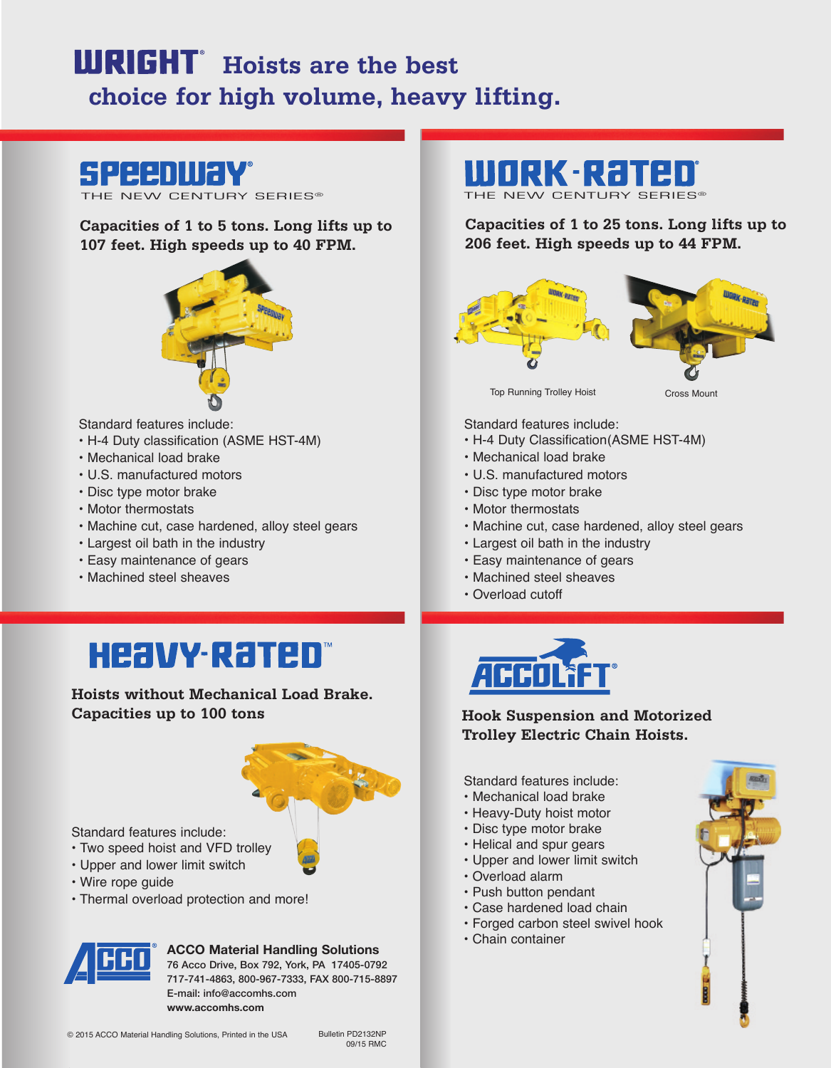# WRIGHT® Hoists are the best choice for high volume, heavy lifting.

## SPEEDWAY®

THE NEW CENTURY SERIES®

**Capacities of 1 to 5 tons. Long lifts up to 107 feet. High speeds up to 40 FPM.**

Standard features include:

- H-4 Duty classification (ASME HST-4M)
- Mechanical load brake
- U.S. manufactured motors
- Disc type motor brake
- Motor thermostats
- Machine cut, case hardened, alloy steel gears
- Largest oil bath in the industry
- Easy maintenance of gears
- Machined steel sheaves

## WORK-RATED®

THE NEW CENTURY SERIES®

**Capacities of 1 to 25 tons. Long lifts up to 206 feet. High speeds up to 44 FPM.**

Top Running Trolley Hoist

Cross Mount

Standard features include:

- H-4 Duty Classification(ASME HST-4M)
- Mechanical load brake
- U.S. manufactured motors
- Disc type motor brake
- Motor thermostats
- Machine cut, case hardened, alloy steel gears
- Largest oil bath in the industry
- Easy maintenance of gears
- Machined steel sheaves
- Overload cutoff

## HEAVY-RATED™

**Hoists without Mechanical Load Brake. Capacities up to 100 tons**

Standard features include:

- Two speed hoist and VFD trolley
- Upper and lower limit switch
- Wire rope guide
- Thermal overload protection and more!

## ACCOLIFT®

**Hook Suspension and Motorized Trolley Electric Chain Hoists.**

Standard features include:

- Mechanical load brake
- Heavy-Duty hoist motor
- Disc type motor brake
- Helical and spur gears
- Upper and lower limit switch
- Overload alarm
- Push button pendant
- Case hardened load chain
- Forged carbon steel swivel hook
- Chain container

**ACCO Material Handling Solutions**
76 Acco Drive, Box 792, York, PA 17405-0792
717-741-4863, 800-967-7333, FAX 800-715-8897
E-mail: info@accomhs.com
www.accomhs.com

© 2015 ACCO Material Handling Solutions, Printed in the USA

Bulletin PD2132NP
09/15 RMC